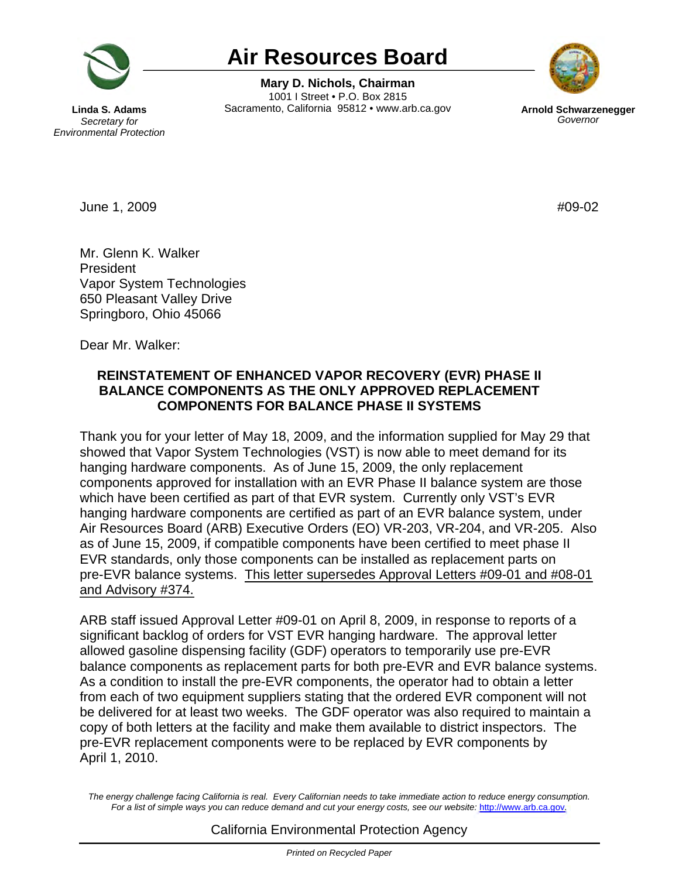# Air Resources Board

**Mary D. Nichols, Chairman**
1001 I Street • P.O. Box 2815
Sacramento, California 95812 • www.arb.ca.gov

**Linda S. Adams**
*Secretary for Environmental Protection*

**Arnold Schwarzenegger**
*Governor*

June 1, 2009

#09-02

Mr. Glenn K. Walker
President
Vapor System Technologies
650 Pleasant Valley Drive
Springboro, Ohio 45066

Dear Mr. Walker:

**REINSTATEMENT OF ENHANCED VAPOR RECOVERY (EVR) PHASE II BALANCE COMPONENTS AS THE ONLY APPROVED REPLACEMENT COMPONENTS FOR BALANCE PHASE II SYSTEMS**

Thank you for your letter of May 18, 2009, and the information supplied for May 29 that showed that Vapor System Technologies (VST) is now able to meet demand for its hanging hardware components. As of June 15, 2009, the only replacement components approved for installation with an EVR Phase II balance system are those which have been certified as part of that EVR system. Currently only VST's EVR hanging hardware components are certified as part of an EVR balance system, under Air Resources Board (ARB) Executive Orders (EO) VR-203, VR-204, and VR-205. Also as of June 15, 2009, if compatible components have been certified to meet phase II EVR standards, only those components can be installed as replacement parts on pre-EVR balance systems. <u>This letter supersedes Approval Letters #09-01 and #08-01 and Advisory #374.</u>

ARB staff issued Approval Letter #09-01 on April 8, 2009, in response to reports of a significant backlog of orders for VST EVR hanging hardware. The approval letter allowed gasoline dispensing facility (GDF) operators to temporarily use pre-EVR balance components as replacement parts for both pre-EVR and EVR balance systems. As a condition to install the pre-EVR components, the operator had to obtain a letter from each of two equipment suppliers stating that the ordered EVR component will not be delivered for at least two weeks. The GDF operator was also required to maintain a copy of both letters at the facility and make them available to district inspectors. The pre-EVR replacement components were to be replaced by EVR components by April 1, 2010.

*The energy challenge facing California is real. Every Californian needs to take immediate action to reduce energy consumption. For a list of simple ways you can reduce demand and cut your energy costs, see our website: http://www.arb.ca.gov.*

California Environmental Protection Agency

*Printed on Recycled Paper*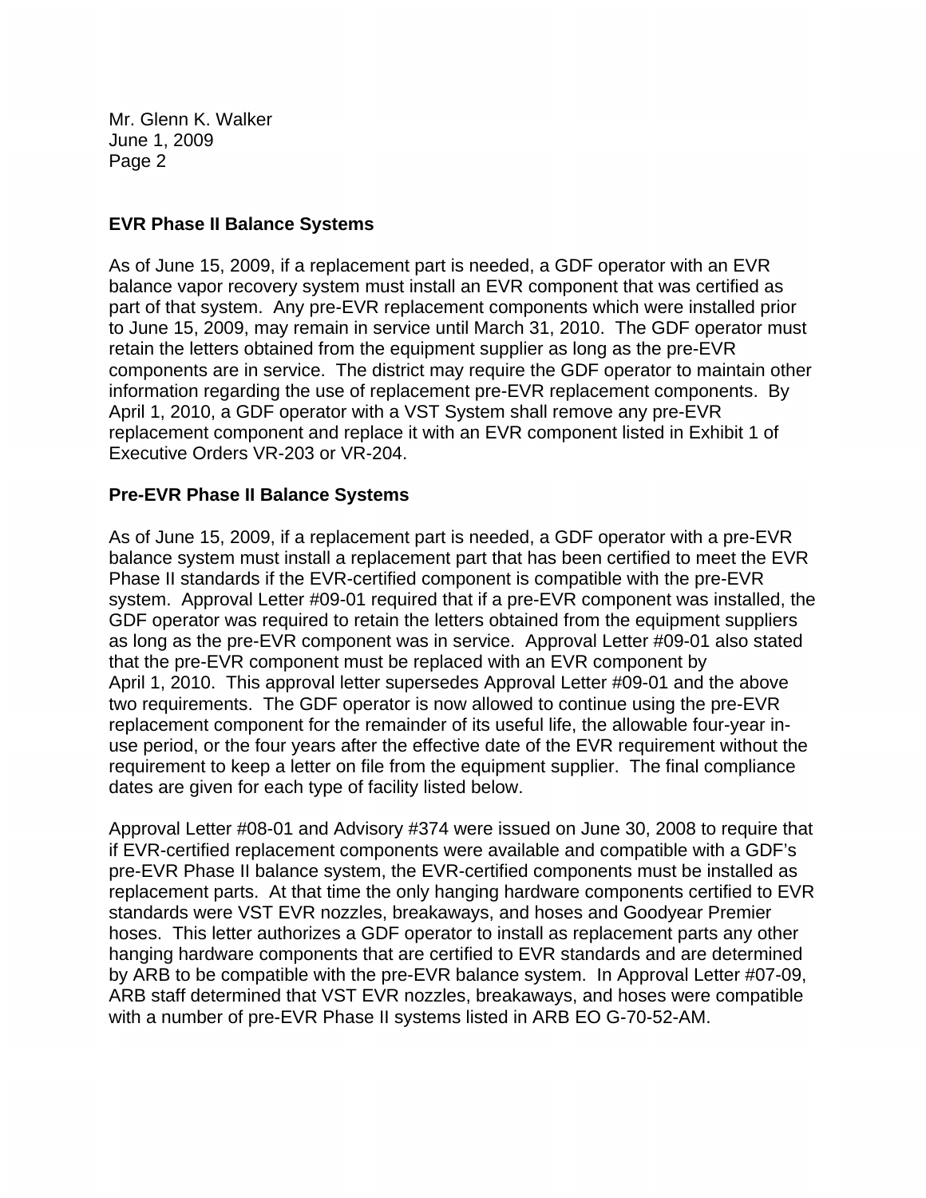**EVR Phase II Balance Systems**

As of June 15, 2009, if a replacement part is needed, a GDF operator with an EVR balance vapor recovery system must install an EVR component that was certified as part of that system. Any pre-EVR replacement components which were installed prior to June 15, 2009, may remain in service until March 31, 2010. The GDF operator must retain the letters obtained from the equipment supplier as long as the pre-EVR components are in service. The district may require the GDF operator to maintain other information regarding the use of replacement pre-EVR replacement components. By April 1, 2010, a GDF operator with a VST System shall remove any pre-EVR replacement component and replace it with an EVR component listed in Exhibit 1 of Executive Orders VR-203 or VR-204.

**Pre-EVR Phase II Balance Systems**

As of June 15, 2009, if a replacement part is needed, a GDF operator with a pre-EVR balance system must install a replacement part that has been certified to meet the EVR Phase II standards if the EVR-certified component is compatible with the pre-EVR system. Approval Letter #09-01 required that if a pre-EVR component was installed, the GDF operator was required to retain the letters obtained from the equipment suppliers as long as the pre-EVR component was in service. Approval Letter #09-01 also stated that the pre-EVR component must be replaced with an EVR component by April 1, 2010. This approval letter supersedes Approval Letter #09-01 and the above two requirements. The GDF operator is now allowed to continue using the pre-EVR replacement component for the remainder of its useful life, the allowable four-year in-use period, or the four years after the effective date of the EVR requirement without the requirement to keep a letter on file from the equipment supplier. The final compliance dates are given for each type of facility listed below.

Approval Letter #08-01 and Advisory #374 were issued on June 30, 2008 to require that if EVR-certified replacement components were available and compatible with a GDF's pre-EVR Phase II balance system, the EVR-certified components must be installed as replacement parts. At that time the only hanging hardware components certified to EVR standards were VST EVR nozzles, breakaways, and hoses and Goodyear Premier hoses. This letter authorizes a GDF operator to install as replacement parts any other hanging hardware components that are certified to EVR standards and are determined by ARB to be compatible with the pre-EVR balance system. In Approval Letter #07-09, ARB staff determined that VST EVR nozzles, breakaways, and hoses were compatible with a number of pre-EVR Phase II systems listed in ARB EO G-70-52-AM.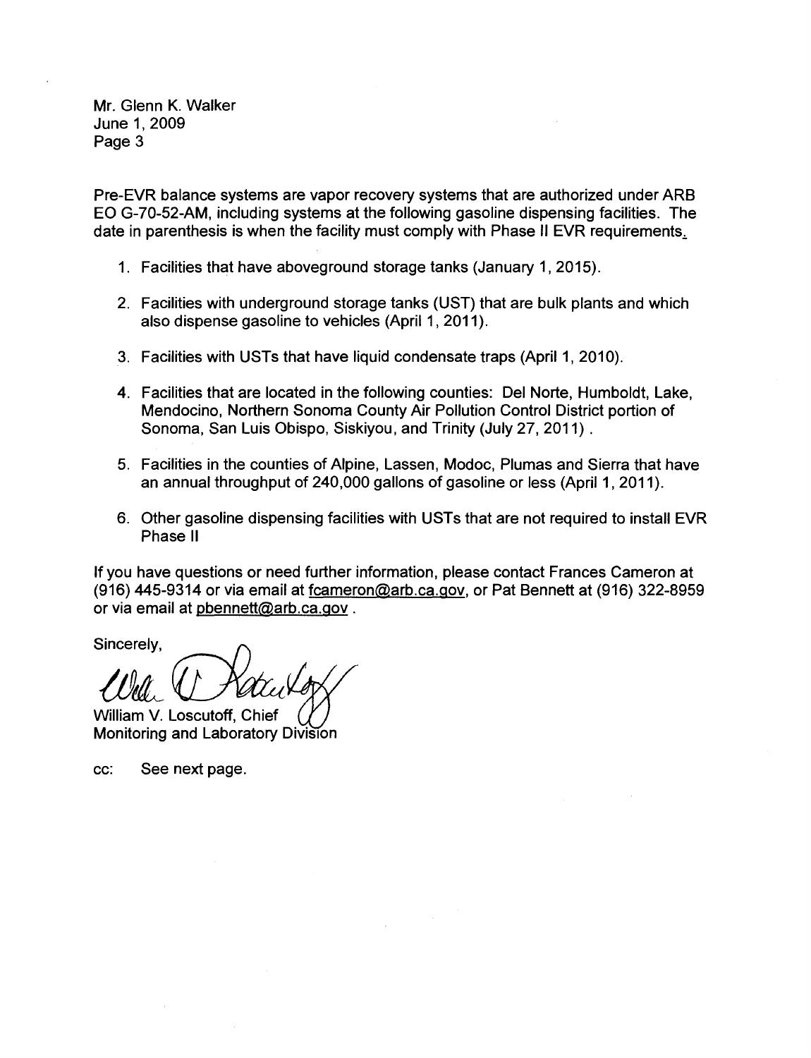Mr. Glenn K. Walker
June 1, 2009
Page 3

Pre-EVR balance systems are vapor recovery systems that are authorized under ARB EO G-70-52-AM, including systems at the following gasoline dispensing facilities. The date in parenthesis is when the facility must comply with Phase II EVR requirements.

1. Facilities that have aboveground storage tanks (January 1, 2015).
2. Facilities with underground storage tanks (UST) that are bulk plants and which also dispense gasoline to vehicles (April 1, 2011).
3. Facilities with USTs that have liquid condensate traps (April 1, 2010).
4. Facilities that are located in the following counties: Del Norte, Humboldt, Lake, Mendocino, Northern Sonoma County Air Pollution Control District portion of Sonoma, San Luis Obispo, Siskiyou, and Trinity (July 27, 2011) .
5. Facilities in the counties of Alpine, Lassen, Modoc, Plumas and Sierra that have an annual throughput of 240,000 gallons of gasoline or less (April 1, 2011).
6. Other gasoline dispensing facilities with USTs that are not required to install EVR Phase II

If you have questions or need further information, please contact Frances Cameron at (916) 445-9314 or via email at fcameron@arb.ca.gov, or Pat Bennett at (916) 322-8959 or via email at pbennett@arb.ca.gov .

Sincerely,

William V. Loscutoff, Chief
Monitoring and Laboratory Division

cc: See next page.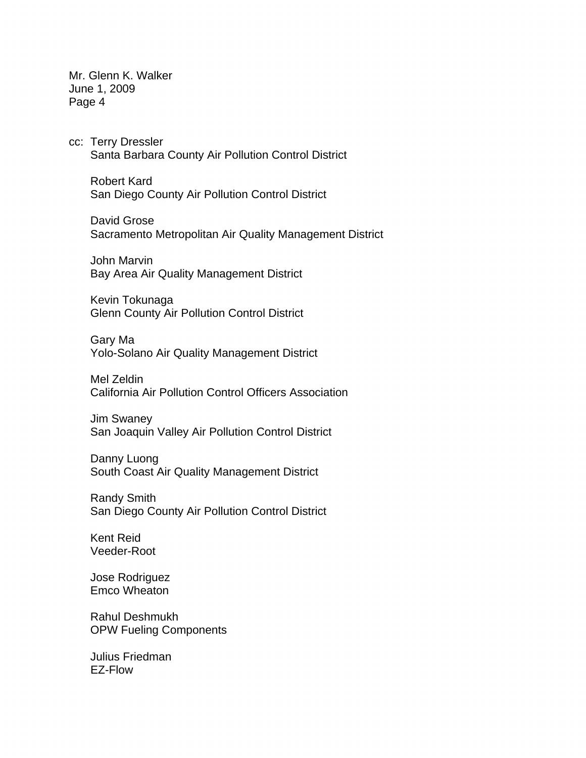Mr. Glenn K. Walker
June 1, 2009
Page 4

cc: Terry Dressler
Santa Barbara County Air Pollution Control District

Robert Kard
San Diego County Air Pollution Control District

David Grose
Sacramento Metropolitan Air Quality Management District

John Marvin
Bay Area Air Quality Management District

Kevin Tokunaga
Glenn County Air Pollution Control District

Gary Ma
Yolo-Solano Air Quality Management District

Mel Zeldin
California Air Pollution Control Officers Association

Jim Swaney
San Joaquin Valley Air Pollution Control District

Danny Luong
South Coast Air Quality Management District

Randy Smith
San Diego County Air Pollution Control District

Kent Reid
Veeder-Root

Jose Rodriguez
Emco Wheaton

Rahul Deshmukh
OPW Fueling Components

Julius Friedman
EZ-Flow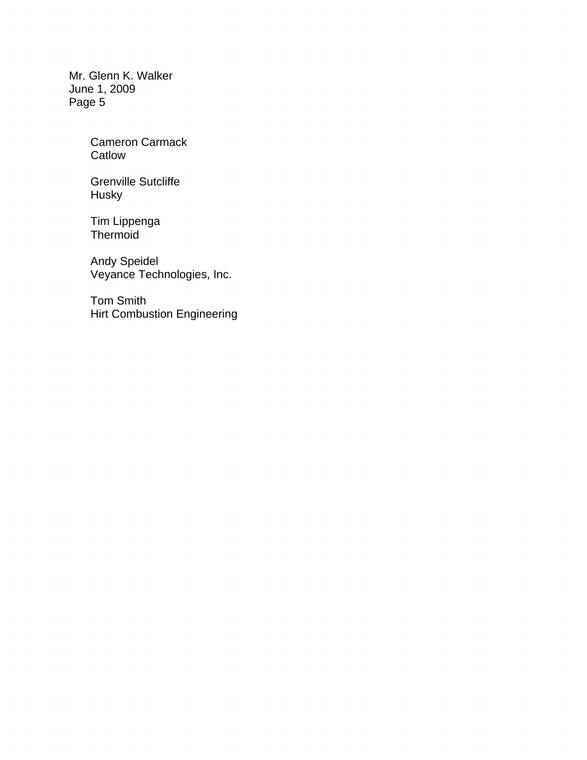Cameron Carmack
Catlow

Grenville Sutcliffe
Husky

Tim Lippenga
Thermoid

Andy Speidel
Veyance Technologies, Inc.

Tom Smith
Hirt Combustion Engineering